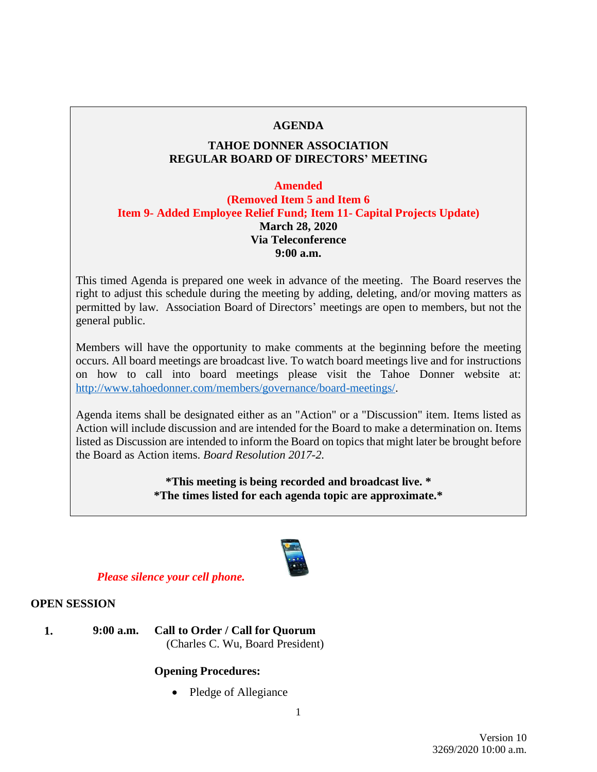# AGENDA

## TAHOE DONNER ASSOCIATION
## REGULAR BOARD OF DIRECTORS' MEETING

**Amended**
**(Removed Item 5 and Item 6**
**Item 9- Added Employee Relief Fund; Item 11- Capital Projects Update)**
**March 28, 2020**
**Via Teleconference**
**9:00 a.m.**

This timed Agenda is prepared one week in advance of the meeting. The Board reserves the right to adjust this schedule during the meeting by adding, deleting, and/or moving matters as permitted by law. Association Board of Directors' meetings are open to members, but not the general public.

Members will have the opportunity to make comments at the beginning before the meeting occurs. All board meetings are broadcast live. To watch board meetings live and for instructions on how to call into board meetings please visit the Tahoe Donner website at: [http://www.tahoedonner.com/members/governance/board-meetings/](http://www.tahoedonner.com/members/governance/board-meetings/).

Agenda items shall be designated either as an "Action" or a "Discussion" item. Items listed as Action will include discussion and are intended for the Board to make a determination on. Items listed as Discussion are intended to inform the Board on topics that might later be brought before the Board as Action items. *Board Resolution 2017-2.*

**\*This meeting is being recorded and broadcast live. \***
**\*The times listed for each agenda topic are approximate.\***

***Please silence your cell phone.***

**OPEN SESSION**

**1. 9:00 a.m. Call to Order / Call for Quorum**
(Charles C. Wu, Board President)

**Opening Procedures:**

- Pledge of Allegiance

Version 10
3269/2020 10:00 a.m.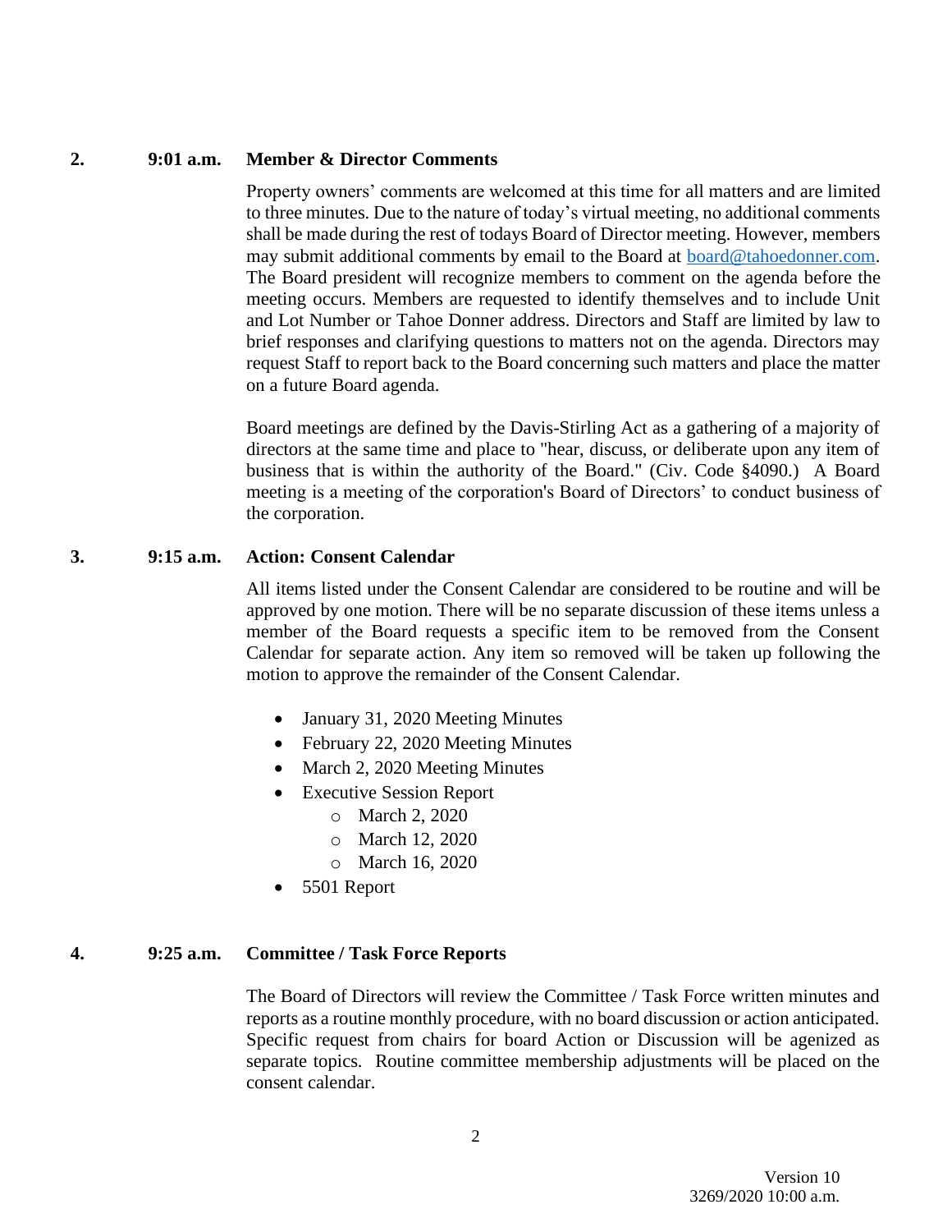**2. 9:01 a.m. Member & Director Comments**

Property owners' comments are welcomed at this time for all matters and are limited to three minutes. Due to the nature of today's virtual meeting, no additional comments shall be made during the rest of todays Board of Director meeting. However, members may submit additional comments by email to the Board at board@tahoedonner.com. The Board president will recognize members to comment on the agenda before the meeting occurs. Members are requested to identify themselves and to include Unit and Lot Number or Tahoe Donner address. Directors and Staff are limited by law to brief responses and clarifying questions to matters not on the agenda. Directors may request Staff to report back to the Board concerning such matters and place the matter on a future Board agenda.

Board meetings are defined by the Davis-Stirling Act as a gathering of a majority of directors at the same time and place to "hear, discuss, or deliberate upon any item of business that is within the authority of the Board." (Civ. Code §4090.) A Board meeting is a meeting of the corporation's Board of Directors' to conduct business of the corporation.

**3. 9:15 a.m. Action: Consent Calendar**

All items listed under the Consent Calendar are considered to be routine and will be approved by one motion. There will be no separate discussion of these items unless a member of the Board requests a specific item to be removed from the Consent Calendar for separate action. Any item so removed will be taken up following the motion to approve the remainder of the Consent Calendar.

- January 31, 2020 Meeting Minutes
- February 22, 2020 Meeting Minutes
- March 2, 2020 Meeting Minutes
- Executive Session Report
  - March 2, 2020
  - March 12, 2020
  - March 16, 2020
- 5501 Report

**4. 9:25 a.m. Committee / Task Force Reports**

The Board of Directors will review the Committee / Task Force written minutes and reports as a routine monthly procedure, with no board discussion or action anticipated. Specific request from chairs for board Action or Discussion will be agenized as separate topics. Routine committee membership adjustments will be placed on the consent calendar.

Version 10
3269/2020 10:00 a.m.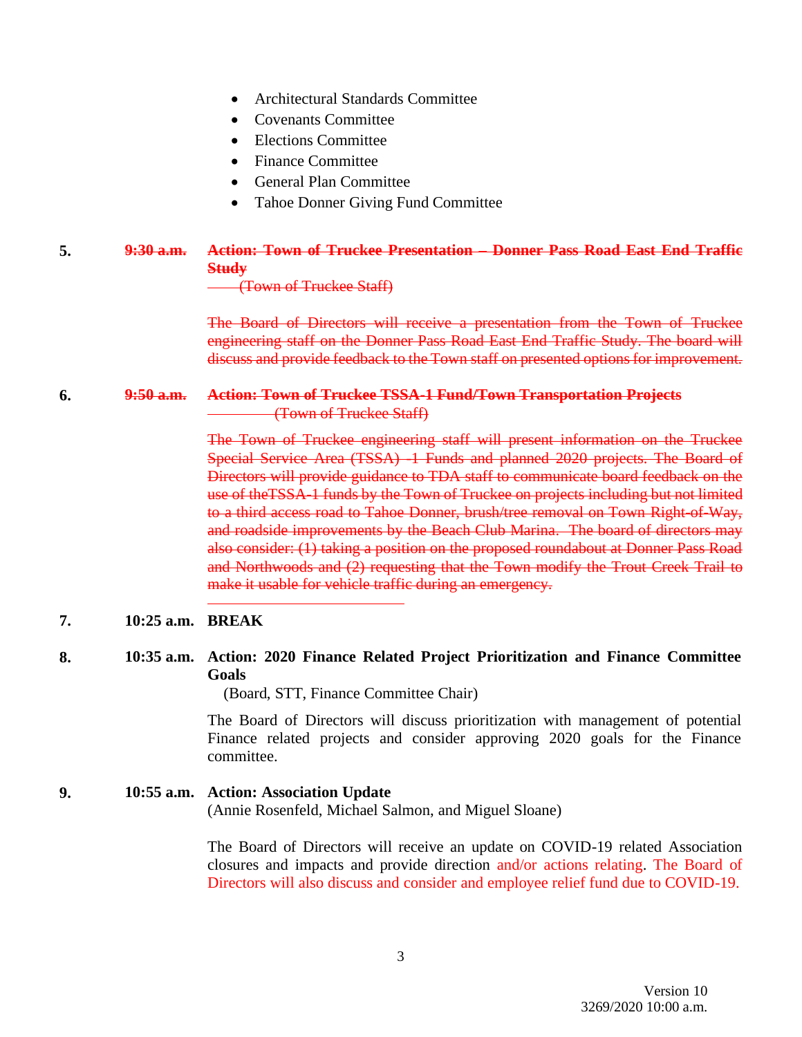- Architectural Standards Committee
- Covenants Committee
- Elections Committee
- Finance Committee
- General Plan Committee
- Tahoe Donner Giving Fund Committee

**5.** ~~**9:30 a.m.**~~ ~~**Action: Town of Truckee Presentation – Donner Pass Road East End Traffic Study**~~
~~(Town of Truckee Staff)~~

~~The Board of Directors will receive a presentation from the Town of Truckee engineering staff on the Donner Pass Road East End Traffic Study. The board will discuss and provide feedback to the Town staff on presented options for improvement.~~

**6.** ~~**9:50 a.m.**~~ ~~**Action: Town of Truckee TSSA-1 Fund/Town Transportation Projects**~~
~~(Town of Truckee Staff)~~

~~The Town of Truckee engineering staff will present information on the Truckee Special Service Area (TSSA) -1 Funds and planned 2020 projects. The Board of Directors will provide guidance to TDA staff to communicate board feedback on the use of theTSSA-1 funds by the Town of Truckee on projects including but not limited to a third access road to Tahoe Donner, brush/tree removal on Town Right-of-Way, and roadside improvements by the Beach Club Marina. The board of directors may also consider: (1) taking a position on the proposed roundabout at Donner Pass Road and Northwoods and (2) requesting that the Town modify the Trout Creek Trail to make it usable for vehicle traffic during an emergency.~~

**7.** **10:25 a.m.** **BREAK**

**8.** **10:35 a.m.** **Action: 2020 Finance Related Project Prioritization and Finance Committee Goals**
(Board, STT, Finance Committee Chair)

The Board of Directors will discuss prioritization with management of potential Finance related projects and consider approving 2020 goals for the Finance committee.

**9.** **10:55 a.m.** **Action: Association Update**
(Annie Rosenfeld, Michael Salmon, and Miguel Sloane)

The Board of Directors will receive an update on COVID-19 related Association closures and impacts and provide direction and/or actions relating. The Board of Directors will also discuss and consider and employee relief fund due to COVID-19.

Version 10
3269/2020 10:00 a.m.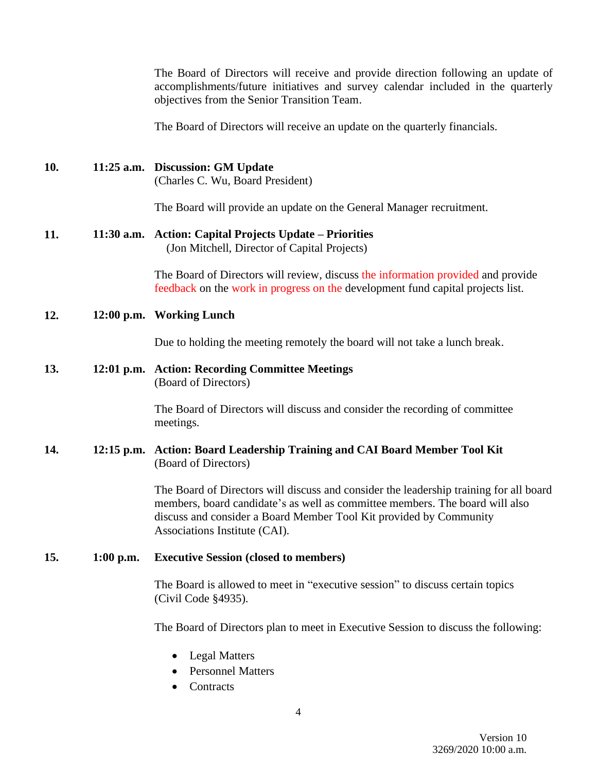The Board of Directors will receive and provide direction following an update of accomplishments/future initiatives and survey calendar included in the quarterly objectives from the Senior Transition Team.

The Board of Directors will receive an update on the quarterly financials.

**10. 11:25 a.m. Discussion: GM Update**
(Charles C. Wu, Board President)

The Board will provide an update on the General Manager recruitment.

**11. 11:30 a.m. Action: Capital Projects Update – Priorities**
(Jon Mitchell, Director of Capital Projects)

The Board of Directors will review, discuss the information provided and provide feedback on the work in progress on the development fund capital projects list.

**12. 12:00 p.m. Working Lunch**

Due to holding the meeting remotely the board will not take a lunch break.

**13. 12:01 p.m. Action: Recording Committee Meetings**
(Board of Directors)

The Board of Directors will discuss and consider the recording of committee meetings.

**14. 12:15 p.m. Action: Board Leadership Training and CAI Board Member Tool Kit**
(Board of Directors)

The Board of Directors will discuss and consider the leadership training for all board members, board candidate's as well as committee members. The board will also discuss and consider a Board Member Tool Kit provided by Community Associations Institute (CAI).

**15. 1:00 p.m. Executive Session (closed to members)**

The Board is allowed to meet in "executive session" to discuss certain topics (Civil Code §4935).

The Board of Directors plan to meet in Executive Session to discuss the following:

- Legal Matters
- Personnel Matters
- Contracts

Version 10
3269/2020 10:00 a.m.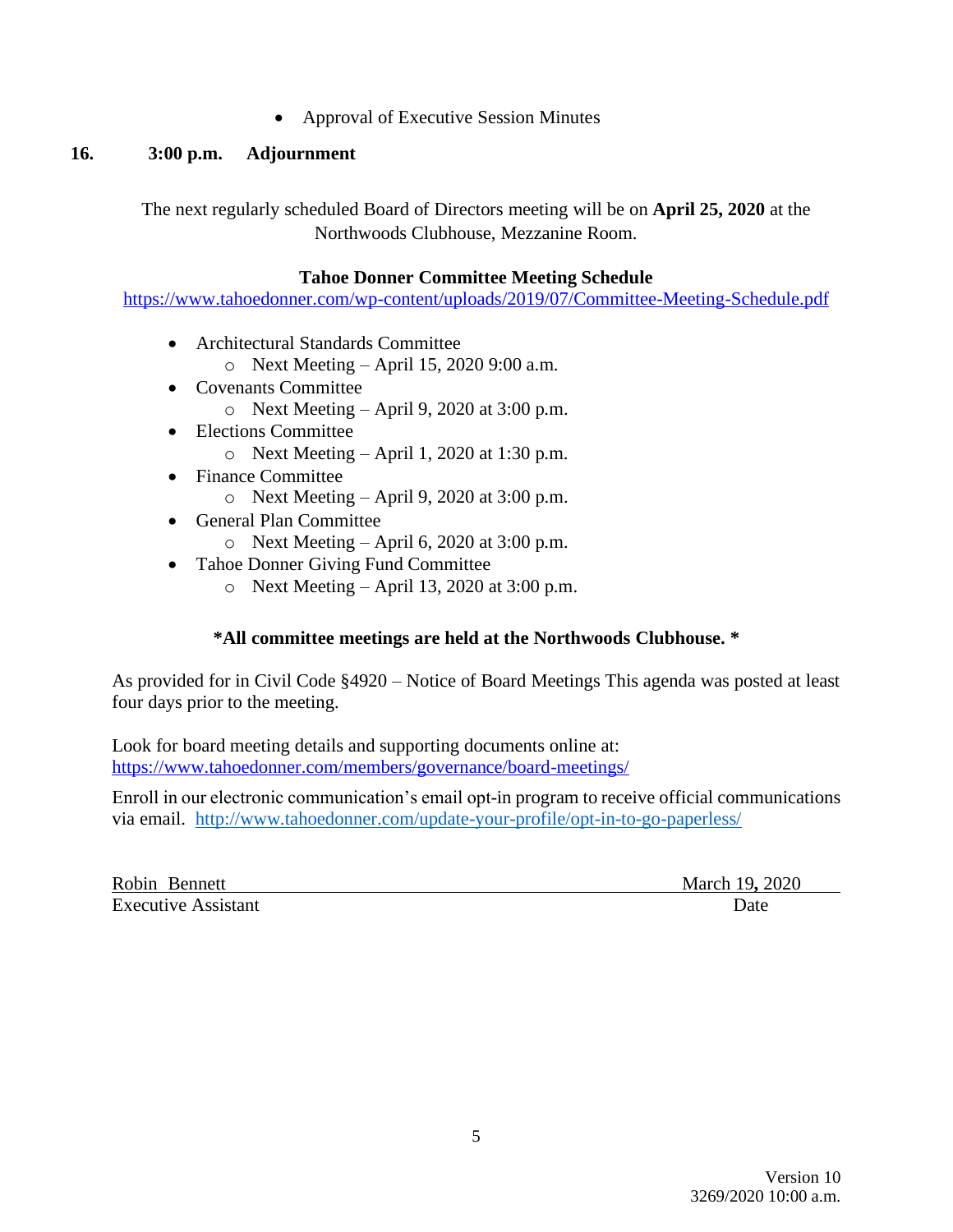- Approval of Executive Session Minutes

**16. 3:00 p.m. Adjournment**

The next regularly scheduled Board of Directors meeting will be on **April 25, 2020** at the Northwoods Clubhouse, Mezzanine Room.

**Tahoe Donner Committee Meeting Schedule**
https://www.tahoedonner.com/wp-content/uploads/2019/07/Committee-Meeting-Schedule.pdf

- Architectural Standards Committee
  - Next Meeting – April 15, 2020 9:00 a.m.
- Covenants Committee
  - Next Meeting – April 9, 2020 at 3:00 p.m.
- Elections Committee
  - Next Meeting – April 1, 2020 at 1:30 p.m.
- Finance Committee
  - Next Meeting – April 9, 2020 at 3:00 p.m.
- General Plan Committee
  - Next Meeting – April 6, 2020 at 3:00 p.m.
- Tahoe Donner Giving Fund Committee
  - Next Meeting – April 13, 2020 at 3:00 p.m.

**\*All committee meetings are held at the Northwoods Clubhouse. \***

As provided for in Civil Code §4920 – Notice of Board Meetings This agenda was posted at least four days prior to the meeting.

Look for board meeting details and supporting documents online at:
https://www.tahoedonner.com/members/governance/board-meetings/

Enroll in our electronic communication's email opt-in program to receive official communications via email. http://www.tahoedonner.com/update-your-profile/opt-in-to-go-paperless/

Robin Bennett — March 19, 2020
Executive Assistant — Date

Version 10
3269/2020 10:00 a.m.